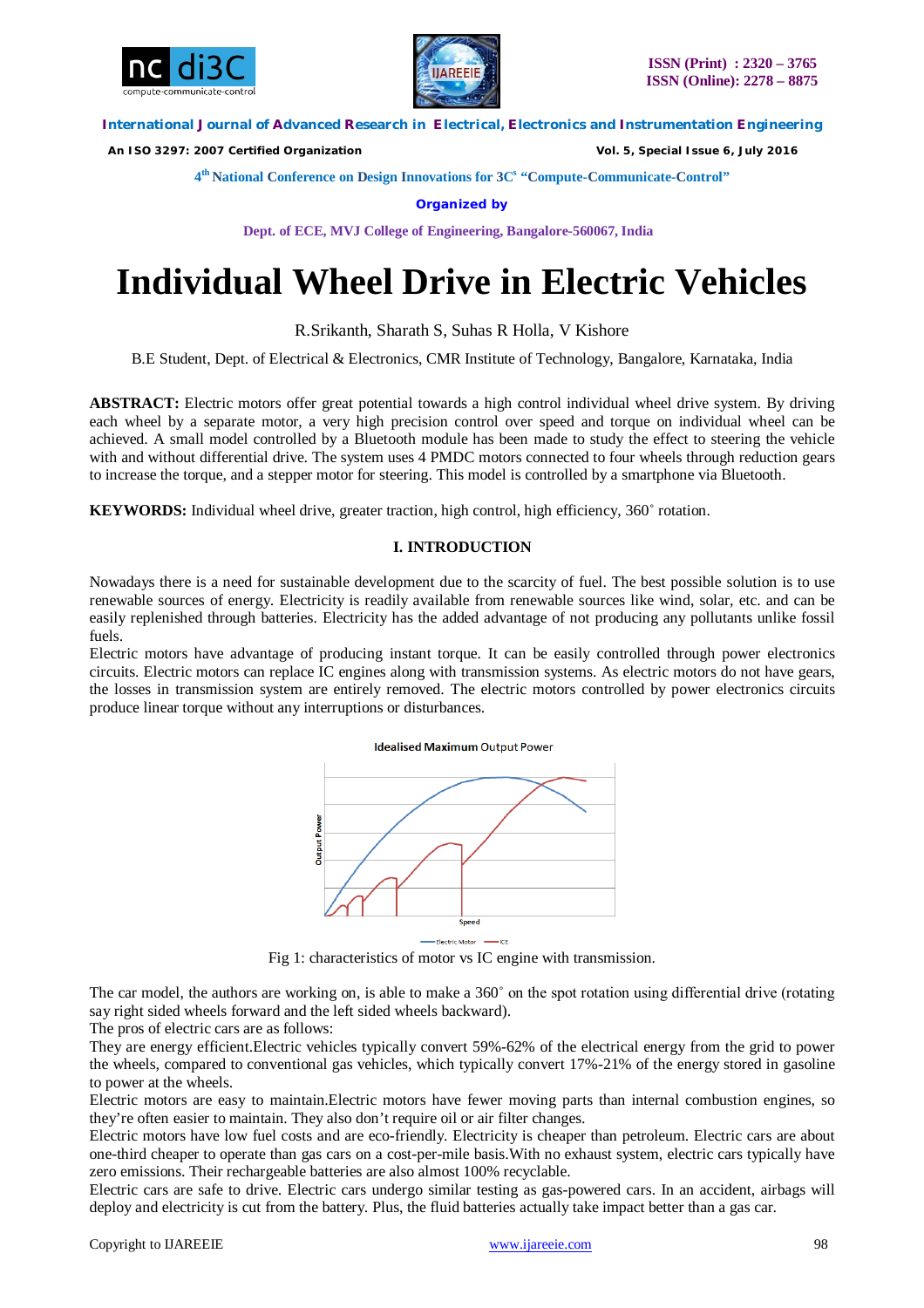# Individual Wheel Drive in Electric Vehicles

R.Srikanth, Sharath S, Suhas R Holla, V Kishore

B.E Student, Dept. of Electrical & Electronics, CMR Institute of Technology, Bangalore, Karnataka, India

**ABSTRACT:** Electric motors offer great potential towards a high control individual wheel drive system. By driving each wheel by a separate motor, a very high precision control over speed and torque on individual wheel can be achieved. A small model controlled by a Bluetooth module has been made to study the effect to steering the vehicle with and without differential drive. The system uses 4 PMDC motors connected to four wheels through reduction gears to increase the torque, and a stepper motor for steering. This model is controlled by a smartphone via Bluetooth.

**KEYWORDS:** Individual wheel drive, greater traction, high control, high efficiency, 360˚ rotation.

## I. INTRODUCTION

Nowadays there is a need for sustainable development due to the scarcity of fuel. The best possible solution is to use renewable sources of energy. Electricity is readily available from renewable sources like wind, solar, etc. and can be easily replenished through batteries. Electricity has the added advantage of not producing any pollutants unlike fossil fuels.

Electric motors have advantage of producing instant torque. It can be easily controlled through power electronics circuits. Electric motors can replace IC engines along with transmission systems. As electric motors do not have gears, the losses in transmission system are entirely removed. The electric motors controlled by power electronics circuits produce linear torque without any interruptions or disturbances.

Fig 1: characteristics of motor vs IC engine with transmission.

The car model, the authors are working on, is able to make a 360˚ on the spot rotation using differential drive (rotating say right sided wheels forward and the left sided wheels backward).

The pros of electric cars are as follows:

They are energy efficient.Electric vehicles typically convert 59%-62% of the electrical energy from the grid to power the wheels, compared to conventional gas vehicles, which typically convert 17%-21% of the energy stored in gasoline to power at the wheels.

Electric motors are easy to maintain.Electric motors have fewer moving parts than internal combustion engines, so they're often easier to maintain. They also don't require oil or air filter changes.

Electric motors have low fuel costs and are eco-friendly. Electricity is cheaper than petroleum. Electric cars are about one-third cheaper to operate than gas cars on a cost-per-mile basis.With no exhaust system, electric cars typically have zero emissions. Their rechargeable batteries are also almost 100% recyclable.

Electric cars are safe to drive. Electric cars undergo similar testing as gas-powered cars. In an accident, airbags will deploy and electricity is cut from the battery. Plus, the fluid batteries actually take impact better than a gas car.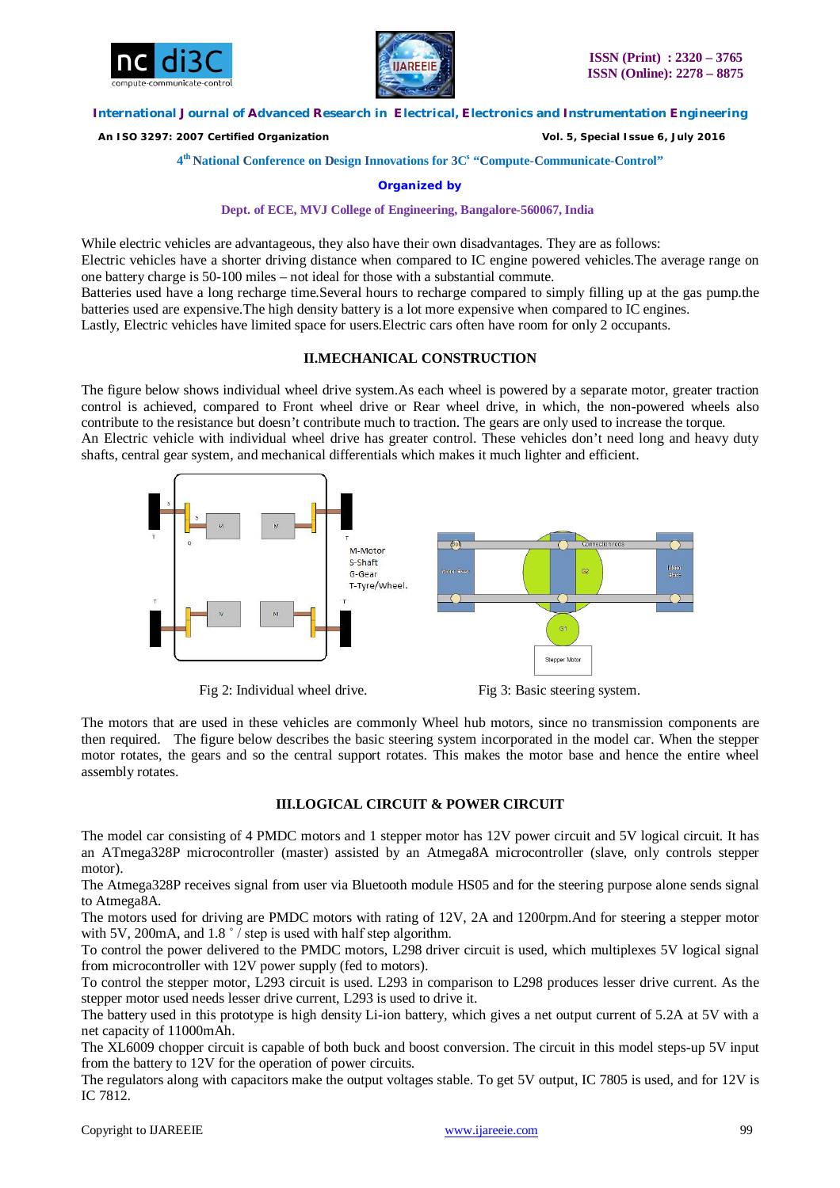While electric vehicles are advantageous, they also have their own disadvantages. They are as follows:
Electric vehicles have a shorter driving distance when compared to IC engine powered vehicles.The average range on one battery charge is 50-100 miles – not ideal for those with a substantial commute.
Batteries used have a long recharge time.Several hours to recharge compared to simply filling up at the gas pump.the batteries used are expensive.The high density battery is a lot more expensive when compared to IC engines.
Lastly, Electric vehicles have limited space for users.Electric cars often have room for only 2 occupants.

## II.MECHANICAL CONSTRUCTION

The figure below shows individual wheel drive system.As each wheel is powered by a separate motor, greater traction control is achieved, compared to Front wheel drive or Rear wheel drive, in which, the non-powered wheels also contribute to the resistance but doesn't contribute much to traction. The gears are only used to increase the torque.
An Electric vehicle with individual wheel drive has greater control. These vehicles don't need long and heavy duty shafts, central gear system, and mechanical differentials which makes it much lighter and efficient.

Fig 2: Individual wheel drive.

Fig 3: Basic steering system.

The motors that are used in these vehicles are commonly Wheel hub motors, since no transmission components are then required. The figure below describes the basic steering system incorporated in the model car. When the stepper motor rotates, the gears and so the central support rotates. This makes the motor base and hence the entire wheel assembly rotates.

## III.LOGICAL CIRCUIT & POWER CIRCUIT

The model car consisting of 4 PMDC motors and 1 stepper motor has 12V power circuit and 5V logical circuit. It has an ATmega328P microcontroller (master) assisted by an Atmega8A microcontroller (slave, only controls stepper motor).
The Atmega328P receives signal from user via Bluetooth module HS05 and for the steering purpose alone sends signal to Atmega8A.
The motors used for driving are PMDC motors with rating of 12V, 2A and 1200rpm.And for steering a stepper motor with 5V, 200mA, and 1.8 ˚ / step is used with half step algorithm.
To control the power delivered to the PMDC motors, L298 driver circuit is used, which multiplexes 5V logical signal from microcontroller with 12V power supply (fed to motors).
To control the stepper motor, L293 circuit is used. L293 in comparison to L298 produces lesser drive current. As the stepper motor used needs lesser drive current, L293 is used to drive it.
The battery used in this prototype is high density Li-ion battery, which gives a net output current of 5.2A at 5V with a net capacity of 11000mAh.
The XL6009 chopper circuit is capable of both buck and boost conversion. The circuit in this model steps-up 5V input from the battery to 12V for the operation of power circuits.
The regulators along with capacitors make the output voltages stable. To get 5V output, IC 7805 is used, and for 12V is IC 7812.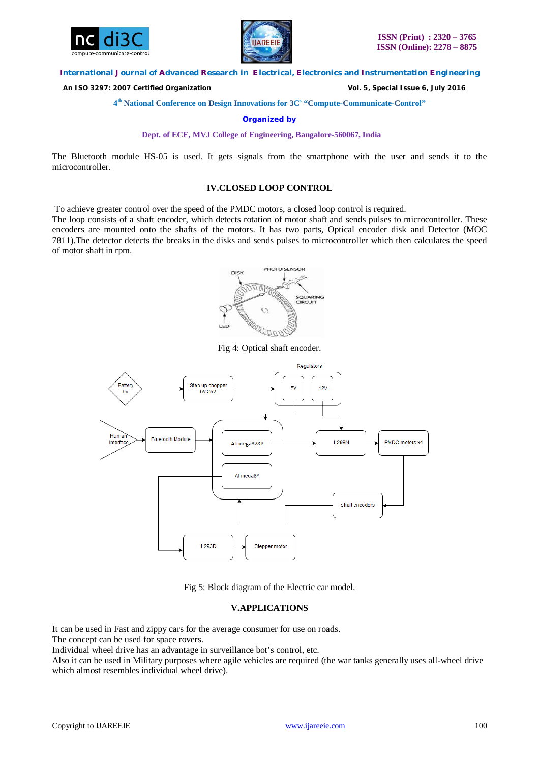The Bluetooth module HS-05 is used. It gets signals from the smartphone with the user and sends it to the microcontroller.

## IV.CLOSED LOOP CONTROL

To achieve greater control over the speed of the PMDC motors, a closed loop control is required.
The loop consists of a shaft encoder, which detects rotation of motor shaft and sends pulses to microcontroller. These encoders are mounted onto the shafts of the motors. It has two parts, Optical encoder disk and Detector (MOC 7811).The detector detects the breaks in the disks and sends pulses to microcontroller which then calculates the speed of motor shaft in rpm.

Fig 4: Optical shaft encoder.

Fig 5: Block diagram of the Electric car model.

## V.APPLICATIONS

It can be used in Fast and zippy cars for the average consumer for use on roads.
The concept can be used for space rovers.
Individual wheel drive has an advantage in surveillance bot's control, etc.
Also it can be used in Military purposes where agile vehicles are required (the war tanks generally uses all-wheel drive which almost resembles individual wheel drive).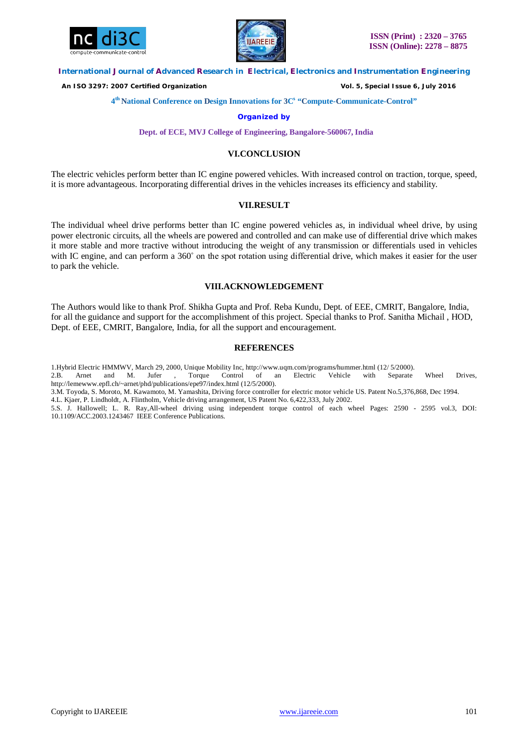## VI.CONCLUSION

The electric vehicles perform better than IC engine powered vehicles. With increased control on traction, torque, speed, it is more advantageous. Incorporating differential drives in the vehicles increases its efficiency and stability.

## VII.RESULT

The individual wheel drive performs better than IC engine powered vehicles as, in individual wheel drive, by using power electronic circuits, all the wheels are powered and controlled and can make use of differential drive which makes it more stable and more tractive without introducing the weight of any transmission or differentials used in vehicles with IC engine, and can perform a 360˚ on the spot rotation using differential drive, which makes it easier for the user to park the vehicle.

## VIII.ACKNOWLEDGEMENT

The Authors would like to thank Prof. Shikha Gupta and Prof. Reba Kundu, Dept. of EEE, CMRIT, Bangalore, India, for all the guidance and support for the accomplishment of this project. Special thanks to Prof. Sanitha Michail , HOD, Dept. of EEE, CMRIT, Bangalore, India, for all the support and encouragement.

## REFERENCES

1.Hybrid Electric HMMWV, March 29, 2000, Unique Mobility Inc, http://www.uqm.com/programs/hummer.html (12/ 5/2000).
2.B. Arnet and M. Jufer , Torque Control of an Electric Vehicle with Separate Wheel Drives, http://lemewww.epfl.ch/~arnet/phd/publications/epe97/index.html (12/5/2000).
3.M. Toyoda, S. Moroto, M. Kawamoto, M. Yamashita, Driving force controller for electric motor vehicle US. Patent No.5,376,868, Dec 1994.
4.L. Kjaer, P. Lindholdt, A. Flintholm, Vehicle driving arrangement, US Patent No. 6,422,333, July 2002.
5.S. J. Hallowell; L. R. Ray,All-wheel driving using independent torque control of each wheel Pages: 2590 - 2595 vol.3, DOI: 10.1109/ACC.2003.1243467 IEEE Conference Publications.